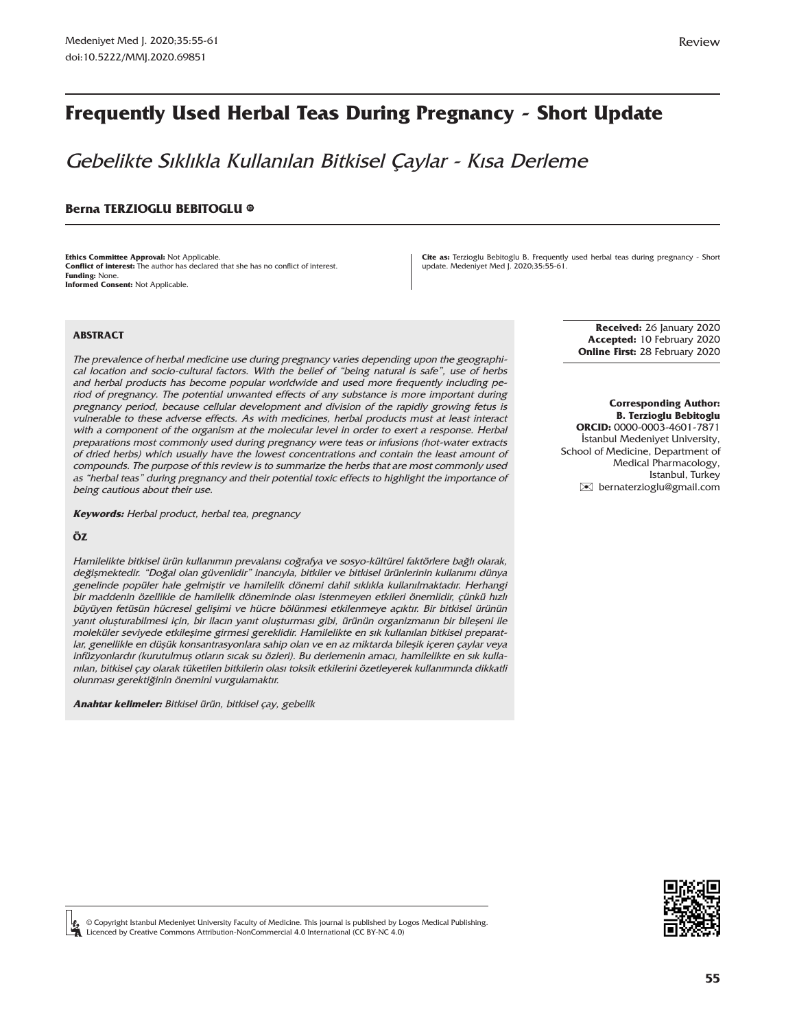Review

# Frequently Used Herbal Teas During Pregnancy - Short Update

*Gebelikte Sıklıkla Kullanılan Bitkisel Çaylar - Kısa Derleme*

**Berna TERZIOGLU BEBITOGLU**

**Ethics Committee Approval:** Not Applicable.
**Conflict of interest:** The author has declared that she has no conflict of interest.
**Funding:** None.
**Informed Consent:** Not Applicable.

**Cite as:** Terzioglu Bebitoglu B. Frequently used herbal teas during pregnancy - Short update. Medeniyet Med J. 2020;35:55-61.

**Received:** 26 January 2020
**Accepted:** 10 February 2020
**Online First:** 28 February 2020

**Corresponding Author:**
**B. Terzioglu Bebitoglu**
**ORCID:** 0000-0003-4601-7871
İstanbul Medeniyet University, School of Medicine, Department of Medical Pharmacology, Istanbul, Turkey
bernaterzioglu@gmail.com

## ABSTRACT

*The prevalence of herbal medicine use during pregnancy varies depending upon the geographical location and socio-cultural factors. With the belief of "being natural is safe", use of herbs and herbal products has become popular worldwide and used more frequently including period of pregnancy. The potential unwanted effects of any substance is more important during pregnancy period, because cellular development and division of the rapidly growing fetus is vulnerable to these adverse effects. As with medicines, herbal products must at least interact with a component of the organism at the molecular level in order to exert a response. Herbal preparations most commonly used during pregnancy were teas or infusions (hot-water extracts of dried herbs) which usually have the lowest concentrations and contain the least amount of compounds. The purpose of this review is to summarize the herbs that are most commonly used as "herbal teas" during pregnancy and their potential toxic effects to highlight the importance of being cautious about their use.*

***Keywords:*** *Herbal product, herbal tea, pregnancy*

## ÖZ

*Hamilelikte bitkisel ürün kullanımın prevalansı coğrafya ve sosyo-kültürel faktörlere bağlı olarak, değişmektedir. "Doğal olan güvenlidir" inancıyla, bitkiler ve bitkisel ürünlerinin kullanımı dünya genelinde popüler hale gelmiştir ve hamilelik dönemi dahil sıklıkla kullanılmaktadır. Herhangi bir maddenin özellikle de hamilelik döneminde olası istenmeyen etkileri önemlidir, çünkü hızlı büyüyen fetüsün hücresel gelişimi ve hücre bölünmesi etkilenmeye açıktır. Bir bitkisel ürünün yanıt oluşturabilmesi için, bir ilacın yanıt oluşturması gibi, ürünün organizmanın bir bileşeni ile moleküler seviyede etkileşime girmesi gereklidir. Hamilelikte en sık kullanılan bitkisel preparatlar, genellikle en düşük konsantrasyonlara sahip olan ve en az miktarda bileşik içeren çaylar veya infüzyonlardır (kurutulmuş otların sıcak su özleri). Bu derlemenin amacı, hamilelikte en sık kullanılan, bitkisel çay olarak tüketilen bitkilerin olası toksik etkilerini özetleyerek kullanımında dikkatli olunması gerektiğinin önemini vurgulamaktır.*

***Anahtar kelimeler:*** *Bitkisel ürün, bitkisel çay, gebelik*

© Copyright Istanbul Medeniyet University Faculty of Medicine. This journal is published by Logos Medical Publishing. Licenced by Creative Commons Attribution-NonCommercial 4.0 International (CC BY-NC 4.0)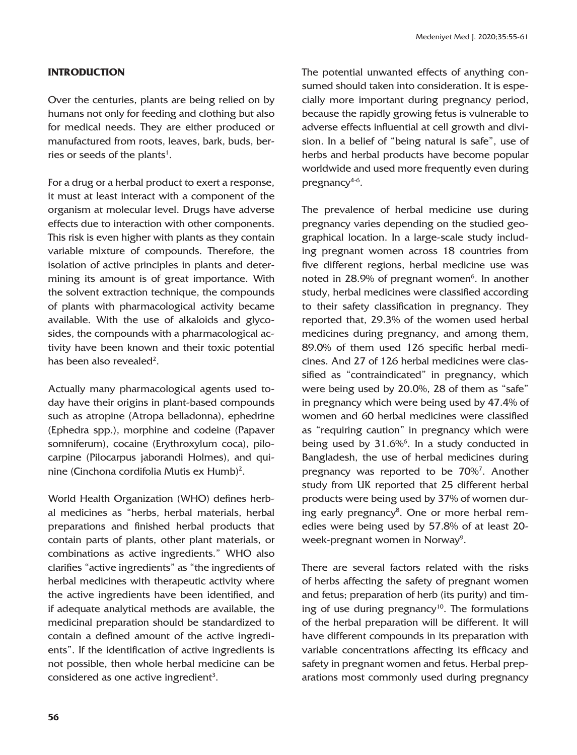## INTRODUCTION

Over the centuries, plants are being relied on by humans not only for feeding and clothing but also for medical needs. They are either produced or manufactured from roots, leaves, bark, buds, berries or seeds of the plants[1].

For a drug or a herbal product to exert a response, it must at least interact with a component of the organism at molecular level. Drugs have adverse effects due to interaction with other components. This risk is even higher with plants as they contain variable mixture of compounds. Therefore, the isolation of active principles in plants and determining its amount is of great importance. With the solvent extraction technique, the compounds of plants with pharmacological activity became available. With the use of alkaloids and glycosides, the compounds with a pharmacological activity have been known and their toxic potential has been also revealed[2].

Actually many pharmacological agents used today have their origins in plant-based compounds such as atropine (Atropa belladonna), ephedrine (Ephedra spp.), morphine and codeine (Papaver somniferum), cocaine (Erythroxylum coca), pilocarpine (Pilocarpus jaborandi Holmes), and quinine (Cinchona cordifolia Mutis ex Humb)[2].

World Health Organization (WHO) defines herbal medicines as "herbs, herbal materials, herbal preparations and finished herbal products that contain parts of plants, other plant materials, or combinations as active ingredients." WHO also clarifies "active ingredients" as "the ingredients of herbal medicines with therapeutic activity where the active ingredients have been identified, and if adequate analytical methods are available, the medicinal preparation should be standardized to contain a defined amount of the active ingredients". If the identification of active ingredients is not possible, then whole herbal medicine can be considered as one active ingredient[3].

The potential unwanted effects of anything consumed should taken into consideration. It is especially more important during pregnancy period, because the rapidly growing fetus is vulnerable to adverse effects influential at cell growth and division. In a belief of "being natural is safe", use of herbs and herbal products have become popular worldwide and used more frequently even during pregnancy[4-6].

The prevalence of herbal medicine use during pregnancy varies depending on the studied geographical location. In a large-scale study including pregnant women across 18 countries from five different regions, herbal medicine use was noted in 28.9% of pregnant women[6]. In another study, herbal medicines were classified according to their safety classification in pregnancy. They reported that, 29.3% of the women used herbal medicines during pregnancy, and among them, 89.0% of them used 126 specific herbal medicines. And 27 of 126 herbal medicines were classified as "contraindicated" in pregnancy, which were being used by 20.0%, 28 of them as "safe" in pregnancy which were being used by 47.4% of women and 60 herbal medicines were classified as "requiring caution" in pregnancy which were being used by 31.6%[6]. In a study conducted in Bangladesh, the use of herbal medicines during pregnancy was reported to be 70%[7]. Another study from UK reported that 25 different herbal products were being used by 37% of women during early pregnancy[8]. One or more herbal remedies were being used by 57.8% of at least 20-week-pregnant women in Norway[9].

There are several factors related with the risks of herbs affecting the safety of pregnant women and fetus; preparation of herb (its purity) and timing of use during pregnancy[10]. The formulations of the herbal preparation will be different. It will have different compounds in its preparation with variable concentrations affecting its efficacy and safety in pregnant women and fetus. Herbal preparations most commonly used during pregnancy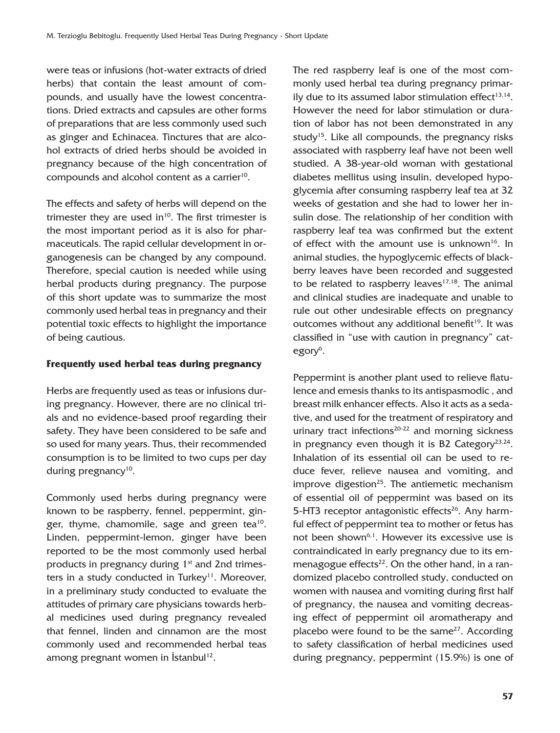were teas or infusions (hot-water extracts of dried herbs) that contain the least amount of compounds, and usually have the lowest concentrations. Dried extracts and capsules are other forms of preparations that are less commonly used such as ginger and Echinacea. Tinctures that are alcohol extracts of dried herbs should be avoided in pregnancy because of the high concentration of compounds and alcohol content as a carrier[10].

The effects and safety of herbs will depend on the trimester they are used in[10]. The first trimester is the most important period as it is also for pharmaceuticals. The rapid cellular development in organogenesis can be changed by any compound. Therefore, special caution is needed while using herbal products during pregnancy. The purpose of this short update was to summarize the most commonly used herbal teas in pregnancy and their potential toxic effects to highlight the importance of being cautious.

## Frequently used herbal teas during pregnancy

Herbs are frequently used as teas or infusions during pregnancy. However, there are no clinical trials and no evidence-based proof regarding their safety. They have been considered to be safe and so used for many years. Thus, their recommended consumption is to be limited to two cups per day during pregnancy[10].

Commonly used herbs during pregnancy were known to be raspberry, fennel, peppermint, ginger, thyme, chamomile, sage and green tea[10]. Linden, peppermint-lemon, ginger have been reported to be the most commonly used herbal products in pregnancy during 1st and 2nd trimesters in a study conducted in Turkey[11]. Moreover, in a preliminary study conducted to evaluate the attitudes of primary care physicians towards herbal medicines used during pregnancy revealed that fennel, linden and cinnamon are the most commonly used and recommended herbal teas among pregnant women in İstanbul[12].

The red raspberry leaf is one of the most commonly used herbal tea during pregnancy primarily due to its assumed labor stimulation effect[13,14]. However the need for labor stimulation or duration of labor has not been demonstrated in any study[15]. Like all compounds, the pregnancy risks associated with raspberry leaf have not been well studied. A 38-year-old woman with gestational diabetes mellitus using insulin, developed hypoglycemia after consuming raspberry leaf tea at 32 weeks of gestation and she had to lower her insulin dose. The relationship of her condition with raspberry leaf tea was confirmed but the extent of effect with the amount use is unknown[16]. In animal studies, the hypoglycemic effects of blackberry leaves have been recorded and suggested to be related to raspberry leaves[17,18]. The animal and clinical studies are inadequate and unable to rule out other undesirable effects on pregnancy outcomes without any additional benefit[19]. It was classified in "use with caution in pregnancy" category[6].

Peppermint is another plant used to relieve flatulence and emesis thanks to its antispasmodic , and breast milk enhancer effects. Also it acts as a sedative, and used for the treatment of respiratory and urinary tract infections[20-22] and morning sickness in pregnancy even though it is B2 Category[23,24]. Inhalation of its essential oil can be used to reduce fever, relieve nausea and vomiting, and improve digestion[25]. The antiemetic mechanism of essential oil of peppermint was based on its 5-HT3 receptor antagonistic effects[26]. Any harmful effect of peppermint tea to mother or fetus has not been shown[6,1]. However its excessive use is contraindicated in early pregnancy due to its emmenagogue effects[22]. On the other hand, in a randomized placebo controlled study, conducted on women with nausea and vomiting during first half of pregnancy, the nausea and vomiting decreasing effect of peppermint oil aromatherapy and placebo were found to be the same[27]. According to safety classification of herbal medicines used during pregnancy, peppermint (15.9%) is one of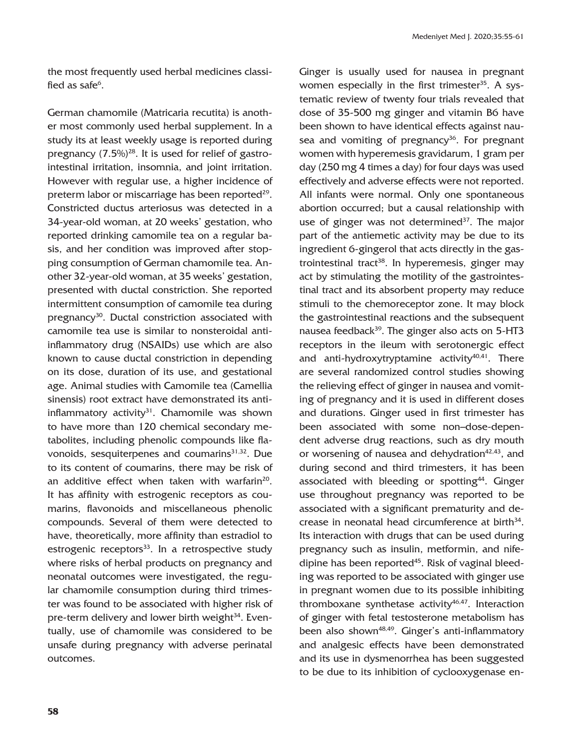the most frequently used herbal medicines classified as safe[6].

German chamomile (Matricaria recutita) is another most commonly used herbal supplement. In a study its at least weekly usage is reported during pregnancy (7.5%)[28]. It is used for relief of gastrointestinal irritation, insomnia, and joint irritation. However with regular use, a higher incidence of preterm labor or miscarriage has been reported[29]. Constricted ductus arteriosus was detected in a 34-year-old woman, at 20 weeks' gestation, who reported drinking camomile tea on a regular basis, and her condition was improved after stopping consumption of German chamomile tea. Another 32-year-old woman, at 35 weeks' gestation, presented with ductal constriction. She reported intermittent consumption of camomile tea during pregnancy[30]. Ductal constriction associated with camomile tea use is similar to nonsteroidal anti-inflammatory drug (NSAIDs) use which are also known to cause ductal constriction in depending on its dose, duration of its use, and gestational age. Animal studies with Camomile tea (Camellia sinensis) root extract have demonstrated its anti-inflammatory activity[31]. Chamomile was shown to have more than 120 chemical secondary metabolites, including phenolic compounds like flavonoids, sesquiterpenes and coumarins[31,32]. Due to its content of coumarins, there may be risk of an additive effect when taken with warfarin[20]. It has affinity with estrogenic receptors as coumarins, flavonoids and miscellaneous phenolic compounds. Several of them were detected to have, theoretically, more affinity than estradiol to estrogenic receptors[33]. In a retrospective study where risks of herbal products on pregnancy and neonatal outcomes were investigated, the regular chamomile consumption during third trimester was found to be associated with higher risk of pre-term delivery and lower birth weight[34]. Eventually, use of chamomile was considered to be unsafe during pregnancy with adverse perinatal outcomes.

Ginger is usually used for nausea in pregnant women especially in the first trimester[35]. A systematic review of twenty four trials revealed that dose of 35-500 mg ginger and vitamin B6 have been shown to have identical effects against nausea and vomiting of pregnancy[36]. For pregnant women with hyperemesis gravidarum, 1 gram per day (250 mg 4 times a day) for four days was used effectively and adverse effects were not reported. All infants were normal. Only one spontaneous abortion occurred; but a causal relationship with use of ginger was not determined[37]. The major part of the antiemetic activity may be due to its ingredient 6-gingerol that acts directly in the gastrointestinal tract[38]. In hyperemesis, ginger may act by stimulating the motility of the gastrointestinal tract and its absorbent property may reduce stimuli to the chemoreceptor zone. It may block the gastrointestinal reactions and the subsequent nausea feedback[39]. The ginger also acts on 5-HT3 receptors in the ileum with serotonergic effect and anti-hydroxytryptamine activity[40,41]. There are several randomized control studies showing the relieving effect of ginger in nausea and vomiting of pregnancy and it is used in different doses and durations. Ginger used in first trimester has been associated with some non–dose-dependent adverse drug reactions, such as dry mouth or worsening of nausea and dehydration[42,43], and during second and third trimesters, it has been associated with bleeding or spotting[44]. Ginger use throughout pregnancy was reported to be associated with a significant prematurity and decrease in neonatal head circumference at birth[34]. Its interaction with drugs that can be used during pregnancy such as insulin, metformin, and nifedipine has been reported[45]. Risk of vaginal bleeding was reported to be associated with ginger use in pregnant women due to its possible inhibiting thromboxane synthetase activity[46,47]. Interaction of ginger with fetal testosterone metabolism has been also shown[48,49]. Ginger's anti-inflammatory and analgesic effects have been demonstrated and its use in dysmenorrhea has been suggested to be due to its inhibition of cyclooxygenase en-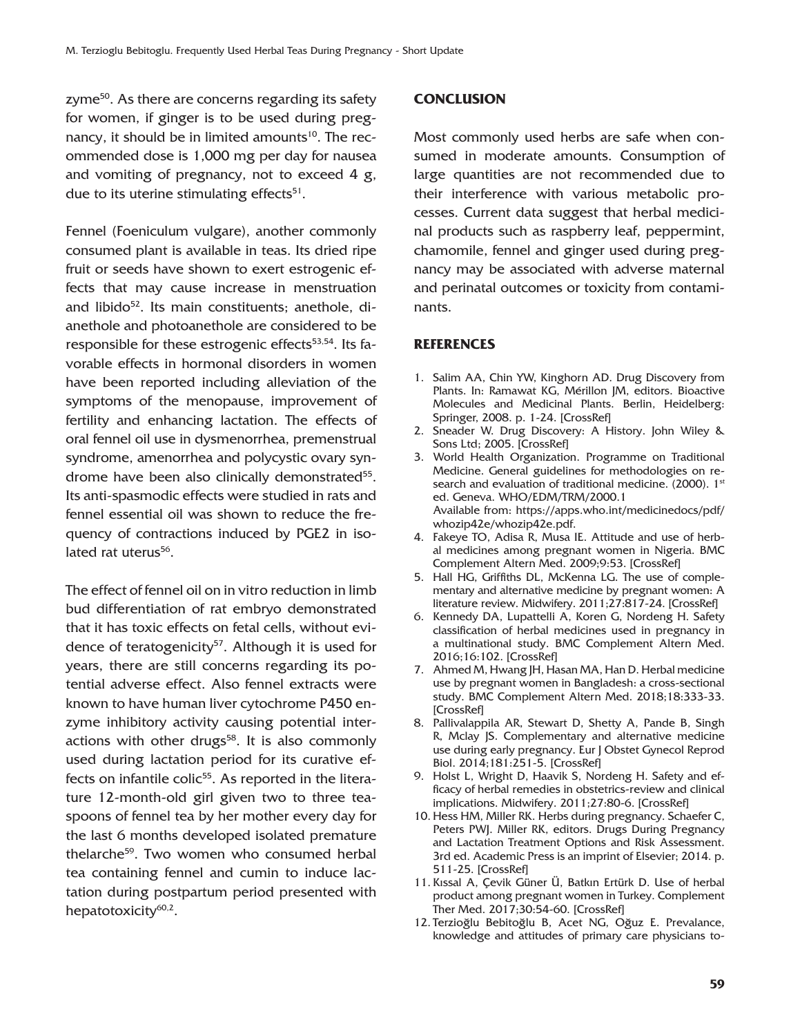zyme[50]. As there are concerns regarding its safety for women, if ginger is to be used during pregnancy, it should be in limited amounts[10]. The recommended dose is 1,000 mg per day for nausea and vomiting of pregnancy, not to exceed 4 g, due to its uterine stimulating effects[51].

Fennel (Foeniculum vulgare), another commonly consumed plant is available in teas. Its dried ripe fruit or seeds have shown to exert estrogenic effects that may cause increase in menstruation and libido[52]. Its main constituents; anethole, dianethole and photoanethole are considered to be responsible for these estrogenic effects[53,54]. Its favorable effects in hormonal disorders in women have been reported including alleviation of the symptoms of the menopause, improvement of fertility and enhancing lactation. The effects of oral fennel oil use in dysmenorrhea, premenstrual syndrome, amenorrhea and polycystic ovary syndrome have been also clinically demonstrated[55]. Its anti-spasmodic effects were studied in rats and fennel essential oil was shown to reduce the frequency of contractions induced by PGE2 in isolated rat uterus[56].

The effect of fennel oil on in vitro reduction in limb bud differentiation of rat embryo demonstrated that it has toxic effects on fetal cells, without evidence of teratogenicity[57]. Although it is used for years, there are still concerns regarding its potential adverse effect. Also fennel extracts were known to have human liver cytochrome P450 enzyme inhibitory activity causing potential interactions with other drugs[58]. It is also commonly used during lactation period for its curative effects on infantile colic[55]. As reported in the literature 12-month-old girl given two to three teaspoons of fennel tea by her mother every day for the last 6 months developed isolated premature thelarche[59]. Two women who consumed herbal tea containing fennel and cumin to induce lactation during postpartum period presented with hepatotoxicity[60,2].

## CONCLUSION

Most commonly used herbs are safe when consumed in moderate amounts. Consumption of large quantities are not recommended due to their interference with various metabolic processes. Current data suggest that herbal medicinal products such as raspberry leaf, peppermint, chamomile, fennel and ginger used during pregnancy may be associated with adverse maternal and perinatal outcomes or toxicity from contaminants.

## REFERENCES

1. Salim AA, Chin YW, Kinghorn AD. Drug Discovery from Plants. In: Ramawat KG, Mérillon JM, editors. Bioactive Molecules and Medicinal Plants. Berlin, Heidelberg: Springer, 2008. p. 1-24. [CrossRef]
2. Sneader W. Drug Discovery: A History. John Wiley & Sons Ltd; 2005. [CrossRef]
3. World Health Organization. Programme on Traditional Medicine. General guidelines for methodologies on research and evaluation of traditional medicine. (2000). 1st ed. Geneva. WHO/EDM/TRM/2000.1 Available from: https://apps.who.int/medicinedocs/pdf/whozip42e/whozip42e.pdf.
4. Fakeye TO, Adisa R, Musa IE. Attitude and use of herbal medicines among pregnant women in Nigeria. BMC Complement Altern Med. 2009;9:53. [CrossRef]
5. Hall HG, Griffiths DL, McKenna LG. The use of complementary and alternative medicine by pregnant women: A literature review. Midwifery. 2011;27:817-24. [CrossRef]
6. Kennedy DA, Lupattelli A, Koren G, Nordeng H. Safety classification of herbal medicines used in pregnancy in a multinational study. BMC Complement Altern Med. 2016;16:102. [CrossRef]
7. Ahmed M, Hwang JH, Hasan MA, Han D. Herbal medicine use by pregnant women in Bangladesh: a cross-sectional study. BMC Complement Altern Med. 2018;18:333-33. [CrossRef]
8. Pallivalappila AR, Stewart D, Shetty A, Pande B, Singh R, Mclay JS. Complementary and alternative medicine use during early pregnancy. Eur J Obstet Gynecol Reprod Biol. 2014;181:251-5. [CrossRef]
9. Holst L, Wright D, Haavik S, Nordeng H. Safety and efficacy of herbal remedies in obstetrics-review and clinical implications. Midwifery. 2011;27:80-6. [CrossRef]
10. Hess HM, Miller RK. Herbs during pregnancy. Schaefer C, Peters PWJ. Miller RK, editors. Drugs During Pregnancy and Lactation Treatment Options and Risk Assessment. 3rd ed. Academic Press is an imprint of Elsevier; 2014. p. 511-25. [CrossRef]
11. Kıssal A, Çevik Güner Ü, Batkın Ertürk D. Use of herbal product among pregnant women in Turkey. Complement Ther Med. 2017;30:54-60. [CrossRef]
12. Terzioğlu Bebitoğlu B, Acet NG, Oğuz E. Prevalance, knowledge and attitudes of primary care physicians to-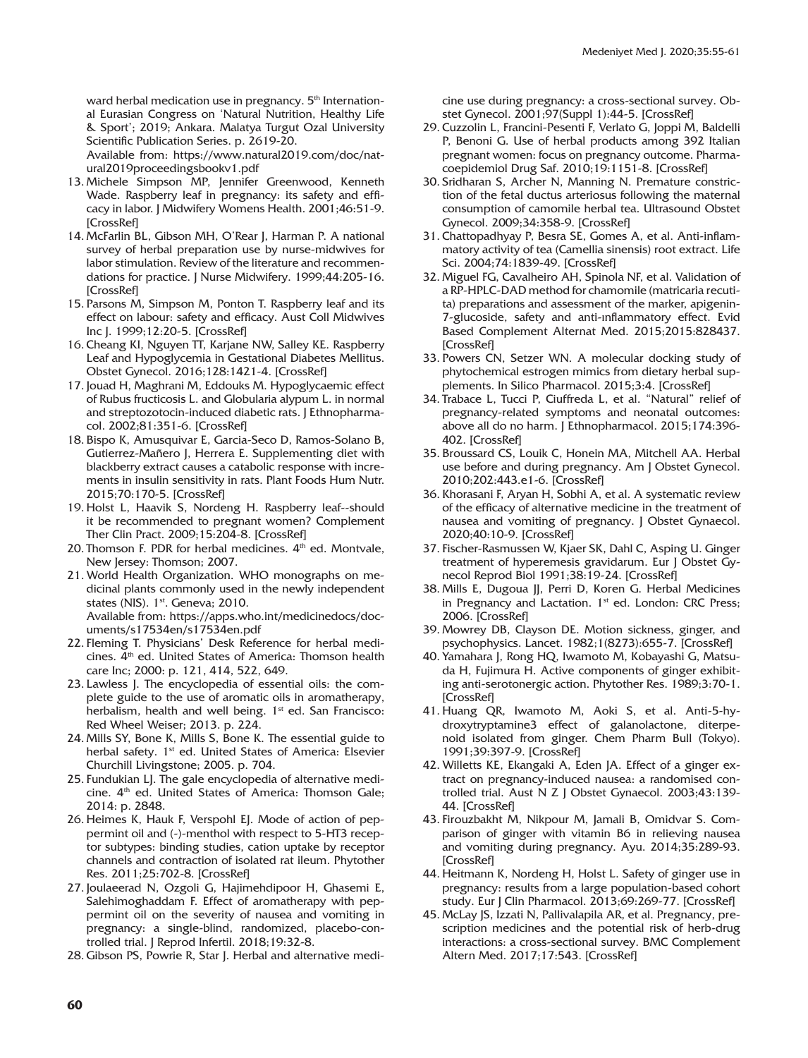ward herbal medication use in pregnancy. 5th International Eurasian Congress on 'Natural Nutrition, Healthy Life & Sport'; 2019; Ankara. Malatya Turgut Ozal University Scientific Publication Series. p. 2619-20. Available from: https://www.natural2019.com/doc/natural2019proceedingsbookv1.pdf

13. Michele Simpson MP, Jennifer Greenwood, Kenneth Wade. Raspberry leaf in pregnancy: its safety and efficacy in labor. J Midwifery Womens Health. 2001;46:51-9. [CrossRef]
14. McFarlin BL, Gibson MH, O'Rear J, Harman P. A national survey of herbal preparation use by nurse-midwives for labor stimulation. Review of the literature and recommendations for practice. J Nurse Midwifery. 1999;44:205-16. [CrossRef]
15. Parsons M, Simpson M, Ponton T. Raspberry leaf and its effect on labour: safety and efficacy. Aust Coll Midwives Inc J. 1999;12:20-5. [CrossRef]
16. Cheang KI, Nguyen TT, Karjane NW, Salley KE. Raspberry Leaf and Hypoglycemia in Gestational Diabetes Mellitus. Obstet Gynecol. 2016;128:1421-4. [CrossRef]
17. Jouad H, Maghrani M, Eddouks M. Hypoglycaemic effect of Rubus fructicosis L. and Globularia alypum L. in normal and streptozotocin-induced diabetic rats. J Ethnopharmacol. 2002;81:351-6. [CrossRef]
18. Bispo K, Amusquivar E, Garcia-Seco D, Ramos-Solano B, Gutierrez-Mañero J, Herrera E. Supplementing diet with blackberry extract causes a catabolic response with increments in insulin sensitivity in rats. Plant Foods Hum Nutr. 2015;70:170-5. [CrossRef]
19. Holst L, Haavik S, Nordeng H. Raspberry leaf--should it be recommended to pregnant women? Complement Ther Clin Pract. 2009;15:204-8. [CrossRef]
20. Thomson F. PDR for herbal medicines. 4th ed. Montvale, New Jersey: Thomson; 2007.
21. World Health Organization. WHO monographs on medicinal plants commonly used in the newly independent states (NIS). 1st. Geneva; 2010. Available from: https://apps.who.int/medicinedocs/documents/s17534en/s17534en.pdf
22. Fleming T. Physicians' Desk Reference for herbal medicines. 4th ed. United States of America: Thomson health care Inc; 2000: p. 121, 414, 522, 649.
23. Lawless J. The encyclopedia of essential oils: the complete guide to the use of aromatic oils in aromatherapy, herbalism, health and well being. 1st ed. San Francisco: Red Wheel Weiser; 2013. p. 224.
24. Mills SY, Bone K, Mills S, Bone K. The essential guide to herbal safety. 1st ed. United States of America: Elsevier Churchill Livingstone; 2005. p. 704.
25. Fundukian LJ. The gale encyclopedia of alternative medicine. 4th ed. United States of America: Thomson Gale; 2014: p. 2848.
26. Heimes K, Hauk F, Verspohl EJ. Mode of action of peppermint oil and (-)-menthol with respect to 5-HT3 receptor subtypes: binding studies, cation uptake by receptor channels and contraction of isolated rat ileum. Phytother Res. 2011;25:702-8. [CrossRef]
27. Joulaeerad N, Ozgoli G, Hajimehdipoor H, Ghasemi E, Salehimoghaddam F. Effect of aromatherapy with peppermint oil on the severity of nausea and vomiting in pregnancy: a single-blind, randomized, placebo-controlled trial. J Reprod Infertil. 2018;19:32-8.
28. Gibson PS, Powrie R, Star J. Herbal and alternative medicine use during pregnancy: a cross-sectional survey. Obstet Gynecol. 2001;97(Suppl 1):44-5. [CrossRef]
29. Cuzzolin L, Francini-Pesenti F, Verlato G, Joppi M, Baldelli P, Benoni G. Use of herbal products among 392 Italian pregnant women: focus on pregnancy outcome. Pharmacoepidemiol Drug Saf. 2010;19:1151-8. [CrossRef]
30. Sridharan S, Archer N, Manning N. Premature constriction of the fetal ductus arteriosus following the maternal consumption of camomile herbal tea. Ultrasound Obstet Gynecol. 2009;34:358-9. [CrossRef]
31. Chattopadhyay P, Besra SE, Gomes A, et al. Anti-inflammatory activity of tea (Camellia sinensis) root extract. Life Sci. 2004;74:1839-49. [CrossRef]
32. Miguel FG, Cavalheiro AH, Spinola NF, et al. Validation of a RP-HPLC-DAD method for chamomile (matricaria recutita) preparations and assessment of the marker, apigenin-7-glucoside, safety and anti-ınflammatory effect. Evid Based Complement Alternat Med. 2015;2015:828437. [CrossRef]
33. Powers CN, Setzer WN. A molecular docking study of phytochemical estrogen mimics from dietary herbal supplements. In Silico Pharmacol. 2015;3:4. [CrossRef]
34. Trabace L, Tucci P, Ciuffreda L, et al. "Natural" relief of pregnancy-related symptoms and neonatal outcomes: above all do no harm. J Ethnopharmacol. 2015;174:396-402. [CrossRef]
35. Broussard CS, Louik C, Honein MA, Mitchell AA. Herbal use before and during pregnancy. Am J Obstet Gynecol. 2010;202:443.e1-6. [CrossRef]
36. Khorasani F, Aryan H, Sobhi A, et al. A systematic review of the efficacy of alternative medicine in the treatment of nausea and vomiting of pregnancy. J Obstet Gynaecol. 2020;40:10-9. [CrossRef]
37. Fischer-Rasmussen W, Kjaer SK, Dahl C, Asping U. Ginger treatment of hyperemesis gravidarum. Eur J Obstet Gynecol Reprod Biol 1991;38:19-24. [CrossRef]
38. Mills E, Dugoua JJ, Perri D, Koren G. Herbal Medicines in Pregnancy and Lactation. 1st ed. London: CRC Press; 2006. [CrossRef]
39. Mowrey DB, Clayson DE. Motion sickness, ginger, and psychophysics. Lancet. 1982;1(8273):655-7. [CrossRef]
40. Yamahara J, Rong HQ, Iwamoto M, Kobayashi G, Matsuda H, Fujimura H. Active components of ginger exhibiting anti-serotonergic action. Phytother Res. 1989;3:70-1. [CrossRef]
41. Huang QR, Iwamoto M, Aoki S, et al. Anti-5-hydroxytryptamine3 effect of galanolactone, diterpenoid isolated from ginger. Chem Pharm Bull (Tokyo). 1991;39:397-9. [CrossRef]
42. Willetts KE, Ekangaki A, Eden JA. Effect of a ginger extract on pregnancy-induced nausea: a randomised controlled trial. Aust N Z J Obstet Gynaecol. 2003;43:139-44. [CrossRef]
43. Firouzbakht M, Nikpour M, Jamali B, Omidvar S. Comparison of ginger with vitamin B6 in relieving nausea and vomiting during pregnancy. Ayu. 2014;35:289-93. [CrossRef]
44. Heitmann K, Nordeng H, Holst L. Safety of ginger use in pregnancy: results from a large population-based cohort study. Eur J Clin Pharmacol. 2013;69:269-77. [CrossRef]
45. McLay JS, Izzati N, Pallivalapila AR, et al. Pregnancy, prescription medicines and the potential risk of herb-drug interactions: a cross-sectional survey. BMC Complement Altern Med. 2017;17:543. [CrossRef]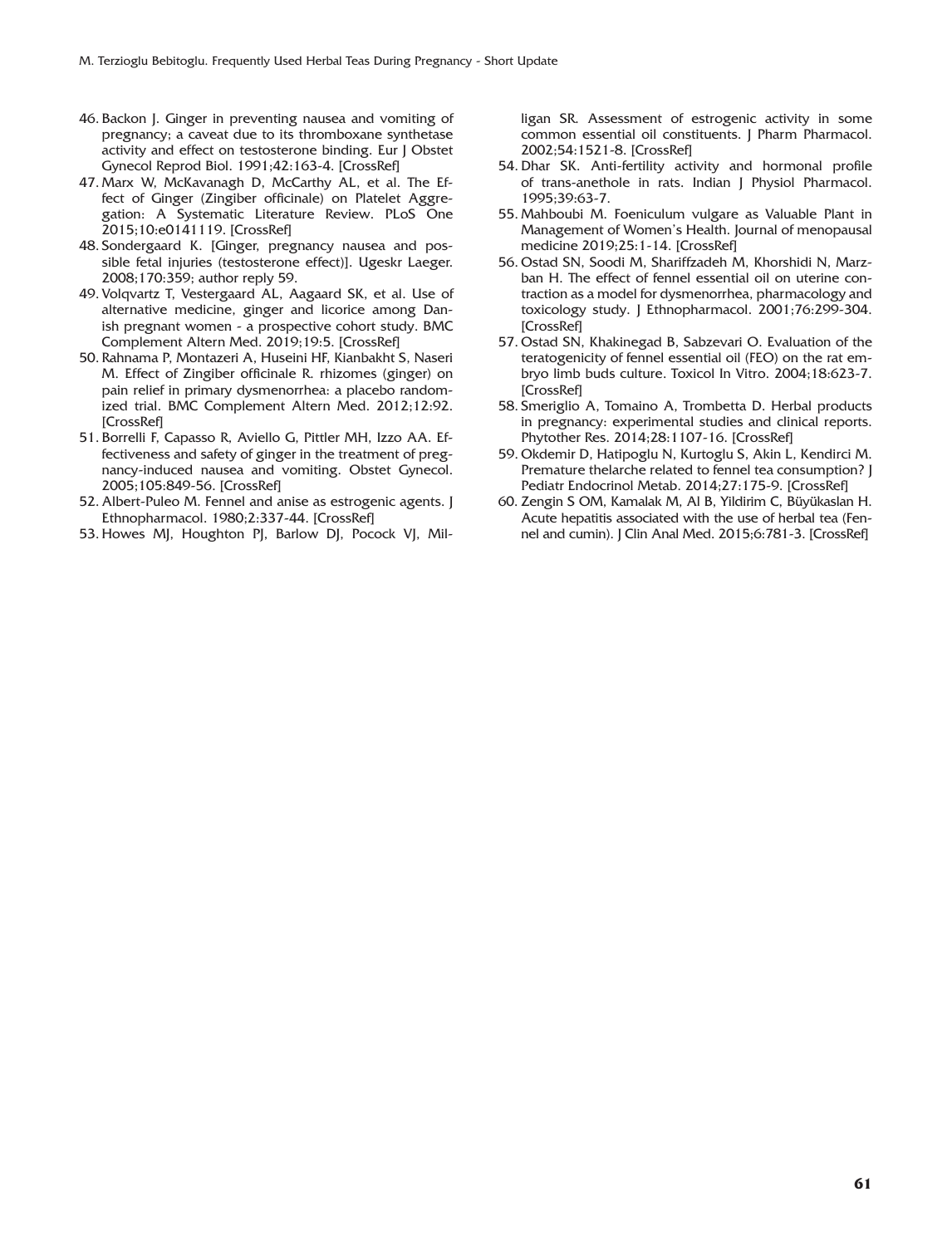46. Backon J. Ginger in preventing nausea and vomiting of pregnancy; a caveat due to its thromboxane synthetase activity and effect on testosterone binding. Eur J Obstet Gynecol Reprod Biol. 1991;42:163-4. [CrossRef]
47. Marx W, McKavanagh D, McCarthy AL, et al. The Effect of Ginger (Zingiber officinale) on Platelet Aggregation: A Systematic Literature Review. PLoS One 2015;10:e0141119. [CrossRef]
48. Sondergaard K. [Ginger, pregnancy nausea and possible fetal injuries (testosterone effect)]. Ugeskr Laeger. 2008;170:359; author reply 59.
49. Volqvartz T, Vestergaard AL, Aagaard SK, et al. Use of alternative medicine, ginger and licorice among Danish pregnant women - a prospective cohort study. BMC Complement Altern Med. 2019;19:5. [CrossRef]
50. Rahnama P, Montazeri A, Huseini HF, Kianbakht S, Naseri M. Effect of Zingiber officinale R. rhizomes (ginger) on pain relief in primary dysmenorrhea: a placebo randomized trial. BMC Complement Altern Med. 2012;12:92. [CrossRef]
51. Borrelli F, Capasso R, Aviello G, Pittler MH, Izzo AA. Effectiveness and safety of ginger in the treatment of pregnancy-induced nausea and vomiting. Obstet Gynecol. 2005;105:849-56. [CrossRef]
52. Albert-Puleo M. Fennel and anise as estrogenic agents. J Ethnopharmacol. 1980;2:337-44. [CrossRef]
53. Howes MJ, Houghton PJ, Barlow DJ, Pocock VJ, Milligan SR. Assessment of estrogenic activity in some common essential oil constituents. J Pharm Pharmacol. 2002;54:1521-8. [CrossRef]
54. Dhar SK. Anti-fertility activity and hormonal profile of trans-anethole in rats. Indian J Physiol Pharmacol. 1995;39:63-7.
55. Mahboubi M. Foeniculum vulgare as Valuable Plant in Management of Women's Health. Journal of menopausal medicine 2019;25:1-14. [CrossRef]
56. Ostad SN, Soodi M, Shariffzadeh M, Khorshidi N, Marzban H. The effect of fennel essential oil on uterine contraction as a model for dysmenorrhea, pharmacology and toxicology study. J Ethnopharmacol. 2001;76:299-304. [CrossRef]
57. Ostad SN, Khakinegad B, Sabzevari O. Evaluation of the teratogenicity of fennel essential oil (FEO) on the rat embryo limb buds culture. Toxicol In Vitro. 2004;18:623-7. [CrossRef]
58. Smeriglio A, Tomaino A, Trombetta D. Herbal products in pregnancy: experimental studies and clinical reports. Phytother Res. 2014;28:1107-16. [CrossRef]
59. Okdemir D, Hatipoglu N, Kurtoglu S, Akin L, Kendirci M. Premature thelarche related to fennel tea consumption? J Pediatr Endocrinol Metab. 2014;27:175-9. [CrossRef]
60. Zengin S OM, Kamalak M, Al B, Yildirim C, Büyükaslan H. Acute hepatitis associated with the use of herbal tea (Fennel and cumin). J Clin Anal Med. 2015;6:781-3. [CrossRef]